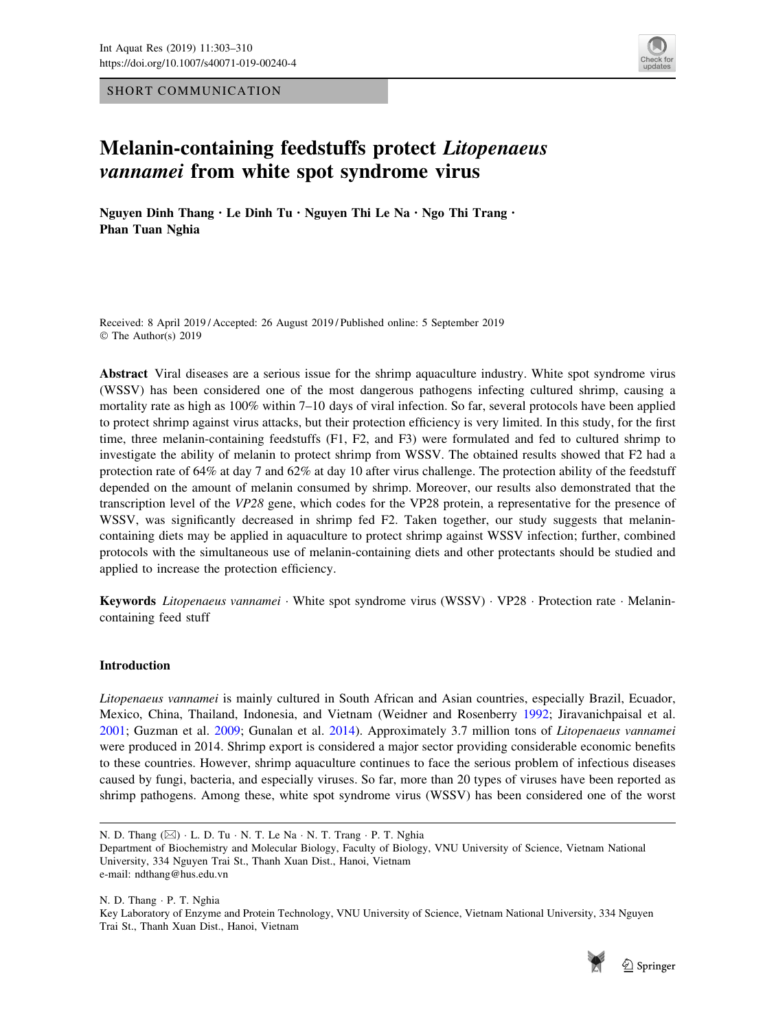SHORT COMMUNICATION

# Melanin-containing feedstuffs protect *Litopenaeus vannamei* from white spot syndrome virus

**Nguyen Dinh Thang · Le Dinh Tu · Nguyen Thi Le Na · Ngo Thi Trang · Phan Tuan Nghia**

Received: 8 April 2019 / Accepted: 26 August 2019 / Published online: 5 September 2019
© The Author(s) 2019

**Abstract** Viral diseases are a serious issue for the shrimp aquaculture industry. White spot syndrome virus (WSSV) has been considered one of the most dangerous pathogens infecting cultured shrimp, causing a mortality rate as high as 100% within 7–10 days of viral infection. So far, several protocols have been applied to protect shrimp against virus attacks, but their protection efficiency is very limited. In this study, for the first time, three melanin-containing feedstuffs (F1, F2, and F3) were formulated and fed to cultured shrimp to investigate the ability of melanin to protect shrimp from WSSV. The obtained results showed that F2 had a protection rate of 64% at day 7 and 62% at day 10 after virus challenge. The protection ability of the feedstuff depended on the amount of melanin consumed by shrimp. Moreover, our results also demonstrated that the transcription level of the *VP28* gene, which codes for the VP28 protein, a representative for the presence of WSSV, was significantly decreased in shrimp fed F2. Taken together, our study suggests that melanin-containing diets may be applied in aquaculture to protect shrimp against WSSV infection; further, combined protocols with the simultaneous use of melanin-containing diets and other protectants should be studied and applied to increase the protection efficiency.

**Keywords** *Litopenaeus vannamei* · White spot syndrome virus (WSSV) · VP28 · Protection rate · Melanin-containing feed stuff

## Introduction

*Litopenaeus vannamei* is mainly cultured in South African and Asian countries, especially Brazil, Ecuador, Mexico, China, Thailand, Indonesia, and Vietnam (Weidner and Rosenberry 1992; Jiravanichpaisal et al. 2001; Guzman et al. 2009; Gunalan et al. 2014). Approximately 3.7 million tons of *Litopenaeus vannamei* were produced in 2014. Shrimp export is considered a major sector providing considerable economic benefits to these countries. However, shrimp aquaculture continues to face the serious problem of infectious diseases caused by fungi, bacteria, and especially viruses. So far, more than 20 types of viruses have been reported as shrimp pathogens. Among these, white spot syndrome virus (WSSV) has been considered one of the worst

---

N. D. Thang (✉) · L. D. Tu · N. T. Le Na · N. T. Trang · P. T. Nghia
Department of Biochemistry and Molecular Biology, Faculty of Biology, VNU University of Science, Vietnam National University, 334 Nguyen Trai St., Thanh Xuan Dist., Hanoi, Vietnam
e-mail: ndthang@hus.edu.vn

N. D. Thang · P. T. Nghia
Key Laboratory of Enzyme and Protein Technology, VNU University of Science, Vietnam National University, 334 Nguyen Trai St., Thanh Xuan Dist., Hanoi, Vietnam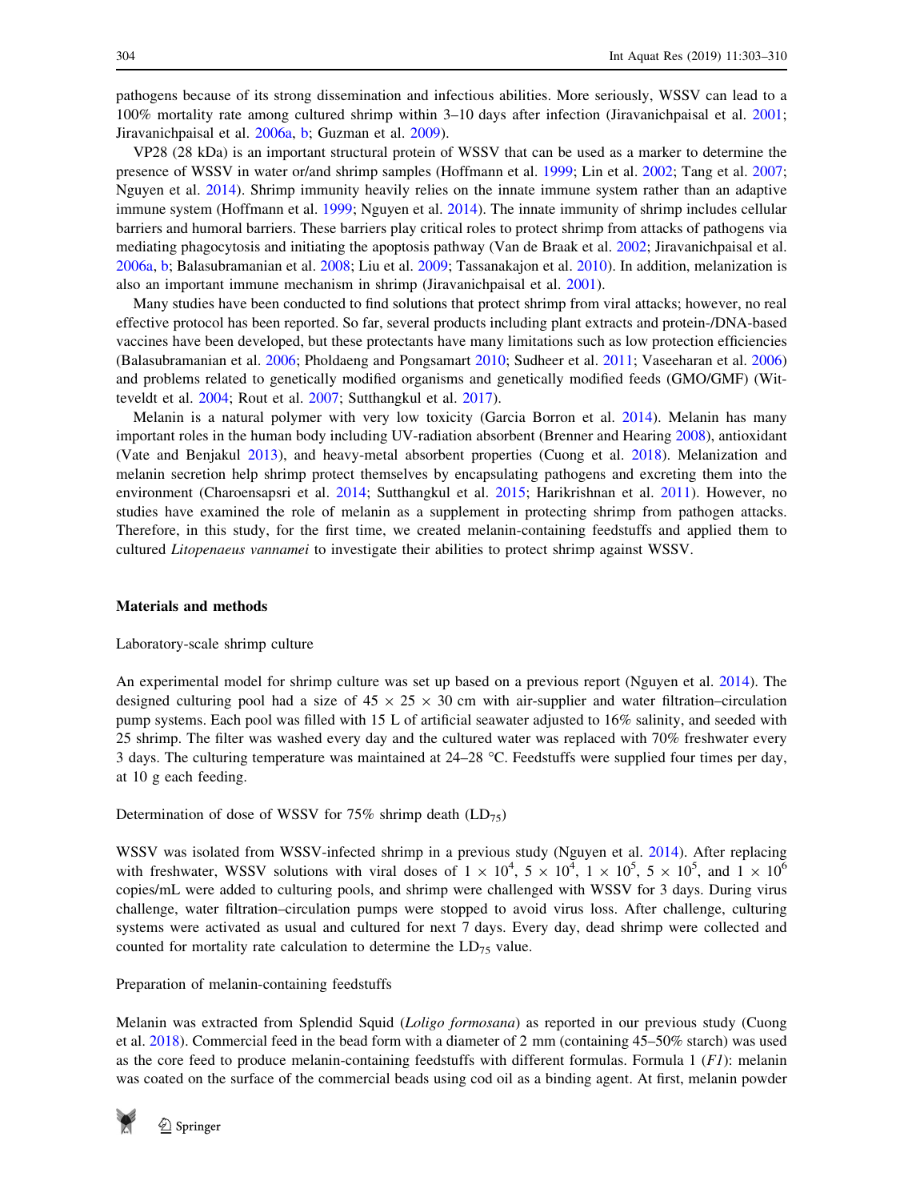pathogens because of its strong dissemination and infectious abilities. More seriously, WSSV can lead to a 100% mortality rate among cultured shrimp within 3–10 days after infection (Jiravanichpaisal et al. 2001; Jiravanichpaisal et al. 2006a, b; Guzman et al. 2009).

VP28 (28 kDa) is an important structural protein of WSSV that can be used as a marker to determine the presence of WSSV in water or/and shrimp samples (Hoffmann et al. 1999; Lin et al. 2002; Tang et al. 2007; Nguyen et al. 2014). Shrimp immunity heavily relies on the innate immune system rather than an adaptive immune system (Hoffmann et al. 1999; Nguyen et al. 2014). The innate immunity of shrimp includes cellular barriers and humoral barriers. These barriers play critical roles to protect shrimp from attacks of pathogens via mediating phagocytosis and initiating the apoptosis pathway (Van de Braak et al. 2002; Jiravanichpaisal et al. 2006a, b; Balasubramanian et al. 2008; Liu et al. 2009; Tassanakajon et al. 2010). In addition, melanization is also an important immune mechanism in shrimp (Jiravanichpaisal et al. 2001).

Many studies have been conducted to find solutions that protect shrimp from viral attacks; however, no real effective protocol has been reported. So far, several products including plant extracts and protein-/DNA-based vaccines have been developed, but these protectants have many limitations such as low protection efficiencies (Balasubramanian et al. 2006; Pholdaeng and Pongsamart 2010; Sudheer et al. 2011; Vaseeharan et al. 2006) and problems related to genetically modified organisms and genetically modified feeds (GMO/GMF) (Witteveldt et al. 2004; Rout et al. 2007; Sutthangkul et al. 2017).

Melanin is a natural polymer with very low toxicity (Garcia Borron et al. 2014). Melanin has many important roles in the human body including UV-radiation absorbent (Brenner and Hearing 2008), antioxidant (Vate and Benjakul 2013), and heavy-metal absorbent properties (Cuong et al. 2018). Melanization and melanin secretion help shrimp protect themselves by encapsulating pathogens and excreting them into the environment (Charoensapsri et al. 2014; Sutthangkul et al. 2015; Harikrishnan et al. 2011). However, no studies have examined the role of melanin as a supplement in protecting shrimp from pathogen attacks. Therefore, in this study, for the first time, we created melanin-containing feedstuffs and applied them to cultured *Litopenaeus vannamei* to investigate their abilities to protect shrimp against WSSV.

## Materials and methods

### Laboratory-scale shrimp culture

An experimental model for shrimp culture was set up based on a previous report (Nguyen et al. 2014). The designed culturing pool had a size of 45 × 25 × 30 cm with air-supplier and water filtration–circulation pump systems. Each pool was filled with 15 L of artificial seawater adjusted to 16% salinity, and seeded with 25 shrimp. The filter was washed every day and the cultured water was replaced with 70% freshwater every 3 days. The culturing temperature was maintained at 24–28 °C. Feedstuffs were supplied four times per day, at 10 g each feeding.

### Determination of dose of WSSV for 75% shrimp death ($LD_{75}$)

WSSV was isolated from WSSV-infected shrimp in a previous study (Nguyen et al. 2014). After replacing with freshwater, WSSV solutions with viral doses of $1 \times 10^4$, $5 \times 10^4$, $1 \times 10^5$, $5 \times 10^5$, and $1 \times 10^6$ copies/mL were added to culturing pools, and shrimp were challenged with WSSV for 3 days. During virus challenge, water filtration–circulation pumps were stopped to avoid virus loss. After challenge, culturing systems were activated as usual and cultured for next 7 days. Every day, dead shrimp were collected and counted for mortality rate calculation to determine the $LD_{75}$ value.

### Preparation of melanin-containing feedstuffs

Melanin was extracted from Splendid Squid (*Loligo formosana*) as reported in our previous study (Cuong et al. 2018). Commercial feed in the bead form with a diameter of 2 mm (containing 45–50% starch) was used as the core feed to produce melanin-containing feedstuffs with different formulas. Formula 1 (*F1*): melanin was coated on the surface of the commercial beads using cod oil as a binding agent. At first, melanin powder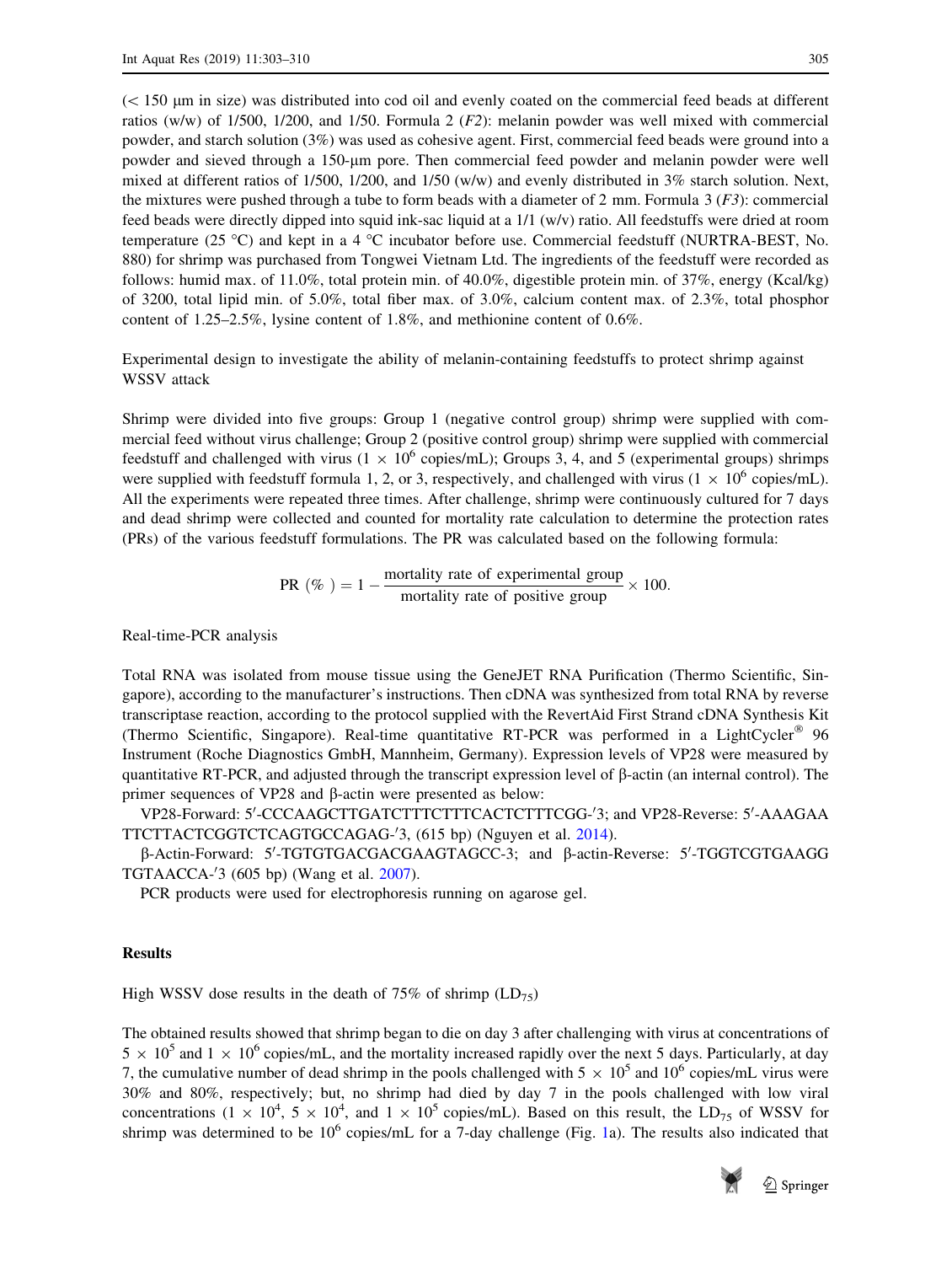(< 150 μm in size) was distributed into cod oil and evenly coated on the commercial feed beads at different ratios (w/w) of 1/500, 1/200, and 1/50. Formula 2 (*F2*): melanin powder was well mixed with commercial powder, and starch solution (3%) was used as cohesive agent. First, commercial feed beads were ground into a powder and sieved through a 150-μm pore. Then commercial feed powder and melanin powder were well mixed at different ratios of 1/500, 1/200, and 1/50 (w/w) and evenly distributed in 3% starch solution. Next, the mixtures were pushed through a tube to form beads with a diameter of 2 mm. Formula 3 (*F3*): commercial feed beads were directly dipped into squid ink-sac liquid at a 1/1 (w/v) ratio. All feedstuffs were dried at room temperature (25 °C) and kept in a 4 °C incubator before use. Commercial feedstuff (NURTRA-BEST, No. 880) for shrimp was purchased from Tongwei Vietnam Ltd. The ingredients of the feedstuff were recorded as follows: humid max. of 11.0%, total protein min. of 40.0%, digestible protein min. of 37%, energy (Kcal/kg) of 3200, total lipid min. of 5.0%, total fiber max. of 3.0%, calcium content max. of 2.3%, total phosphor content of 1.25–2.5%, lysine content of 1.8%, and methionine content of 0.6%.

Experimental design to investigate the ability of melanin-containing feedstuffs to protect shrimp against WSSV attack

Shrimp were divided into five groups: Group 1 (negative control group) shrimp were supplied with commercial feed without virus challenge; Group 2 (positive control group) shrimp were supplied with commercial feedstuff and challenged with virus ($1 \times 10^6$ copies/mL); Groups 3, 4, and 5 (experimental groups) shrimps were supplied with feedstuff formula 1, 2, or 3, respectively, and challenged with virus ($1 \times 10^6$ copies/mL). All the experiments were repeated three times. After challenge, shrimp were continuously cultured for 7 days and dead shrimp were collected and counted for mortality rate calculation to determine the protection rates (PRs) of the various feedstuff formulations. The PR was calculated based on the following formula:

$$\text{PR}\ (\%\ ) = 1 - \frac{\text{mortality rate of experimental group}}{\text{mortality rate of positive group}} \times 100.$$

Real-time-PCR analysis

Total RNA was isolated from mouse tissue using the GeneJET RNA Purification (Thermo Scientific, Singapore), according to the manufacturer's instructions. Then cDNA was synthesized from total RNA by reverse transcriptase reaction, according to the protocol supplied with the RevertAid First Strand cDNA Synthesis Kit (Thermo Scientific, Singapore). Real-time quantitative RT-PCR was performed in a LightCycler® 96 Instrument (Roche Diagnostics GmbH, Mannheim, Germany). Expression levels of VP28 were measured by quantitative RT-PCR, and adjusted through the transcript expression level of β-actin (an internal control). The primer sequences of VP28 and β-actin were presented as below:

VP28-Forward: 5′-CCCAAGCTTGATCTTTCTTTCACTCTTTCGG-′3; and VP28-Reverse: 5′-AAAGAA TTCTTACTCGGTCTCAGTGCCAGAG-′3, (615 bp) (Nguyen et al. 2014).

β-Actin-Forward: 5′-TGTGTGACGACGAAGTAGCC-3; and β-actin-Reverse: 5′-TGGTCGTGAAGG TGTAACCA-′3 (605 bp) (Wang et al. 2007).

PCR products were used for electrophoresis running on agarose gel.

## Results

High WSSV dose results in the death of 75% of shrimp ($LD_{75}$)

The obtained results showed that shrimp began to die on day 3 after challenging with virus at concentrations of $5 \times 10^5$ and $1 \times 10^6$ copies/mL, and the mortality increased rapidly over the next 5 days. Particularly, at day 7, the cumulative number of dead shrimp in the pools challenged with $5 \times 10^5$ and $10^6$ copies/mL virus were 30% and 80%, respectively; but, no shrimp had died by day 7 in the pools challenged with low viral concentrations ($1 \times 10^4$, $5 \times 10^4$, and $1 \times 10^5$ copies/mL). Based on this result, the $LD_{75}$ of WSSV for shrimp was determined to be $10^6$ copies/mL for a 7-day challenge (Fig. 1a). The results also indicated that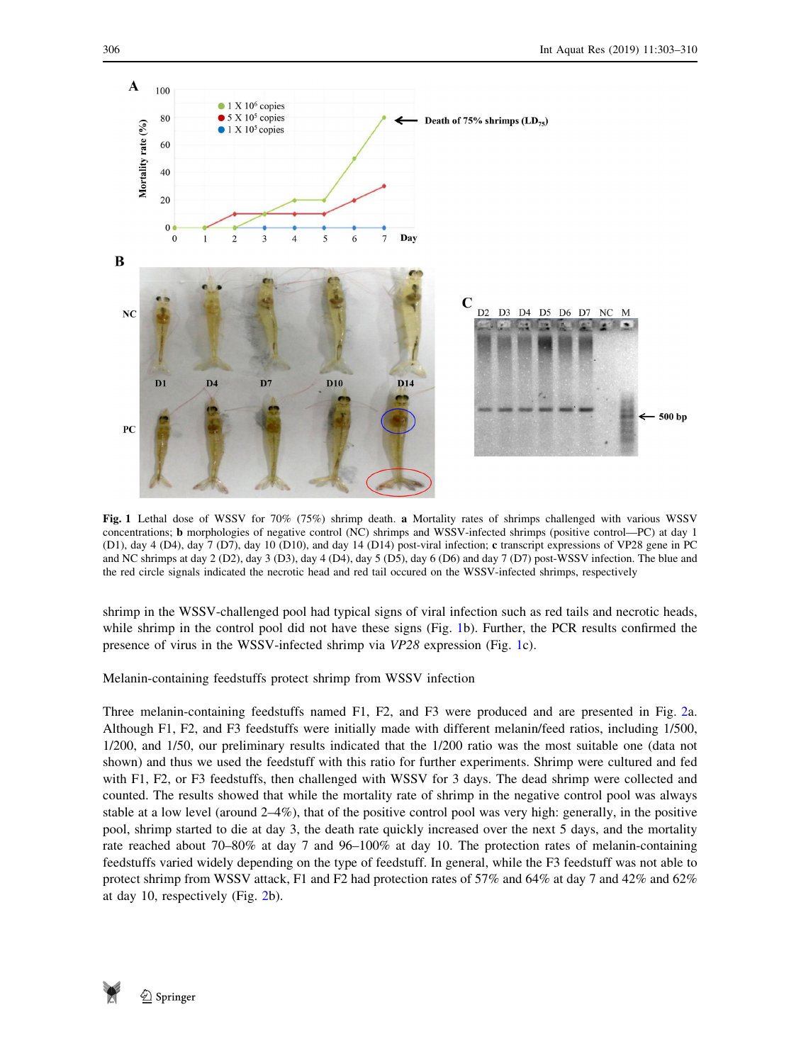Fig. 1 Lethal dose of WSSV for 70% (75%) shrimp death. **a** Mortality rates of shrimps challenged with various WSSV concentrations; **b** morphologies of negative control (NC) shrimps and WSSV-infected shrimps (positive control—PC) at day 1 (D1), day 4 (D4), day 7 (D7), day 10 (D10), and day 14 (D14) post-viral infection; **c** transcript expressions of VP28 gene in PC and NC shrimps at day 2 (D2), day 3 (D3), day 4 (D4), day 5 (D5), day 6 (D6) and day 7 (D7) post-WSSV infection. The blue and the red circle signals indicated the necrotic head and red tail occured on the WSSV-infected shrimps, respectively

shrimp in the WSSV-challenged pool had typical signs of viral infection such as red tails and necrotic heads, while shrimp in the control pool did not have these signs (Fig. 1b). Further, the PCR results confirmed the presence of virus in the WSSV-infected shrimp via *VP28* expression (Fig. 1c).

## Melanin-containing feedstuffs protect shrimp from WSSV infection

Three melanin-containing feedstuffs named F1, F2, and F3 were produced and are presented in Fig. 2a. Although F1, F2, and F3 feedstuffs were initially made with different melanin/feed ratios, including 1/500, 1/200, and 1/50, our preliminary results indicated that the 1/200 ratio was the most suitable one (data not shown) and thus we used the feedstuff with this ratio for further experiments. Shrimp were cultured and fed with F1, F2, or F3 feedstuffs, then challenged with WSSV for 3 days. The dead shrimp were collected and counted. The results showed that while the mortality rate of shrimp in the negative control pool was always stable at a low level (around 2–4%), that of the positive control pool was very high: generally, in the positive pool, shrimp started to die at day 3, the death rate quickly increased over the next 5 days, and the mortality rate reached about 70–80% at day 7 and 96–100% at day 10. The protection rates of melanin-containing feedstuffs varied widely depending on the type of feedstuff. In general, while the F3 feedstuff was not able to protect shrimp from WSSV attack, F1 and F2 had protection rates of 57% and 64% at day 7 and 42% and 62% at day 10, respectively (Fig. 2b).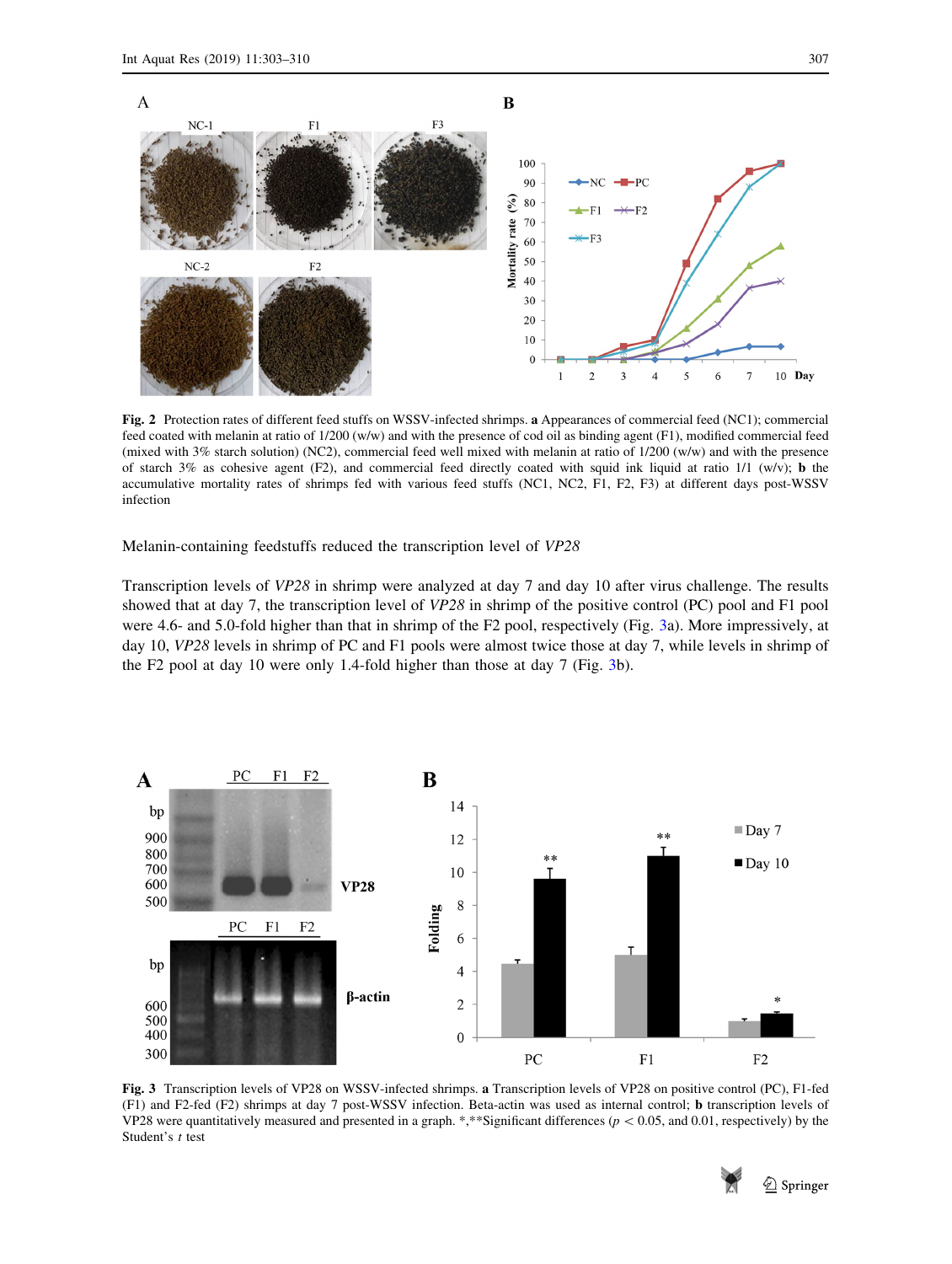**Fig. 2** Protection rates of different feed stuffs on WSSV-infected shrimps. **a** Appearances of commercial feed (NC1); commercial feed coated with melanin at ratio of 1/200 (w/w) and with the presence of cod oil as binding agent (F1), modified commercial feed (mixed with 3% starch solution) (NC2), commercial feed well mixed with melanin at ratio of 1/200 (w/w) and with the presence of starch 3% as cohesive agent (F2), and commercial feed directly coated with squid ink liquid at ratio 1/1 (w/v); **b** the accumulative mortality rates of shrimps fed with various feed stuffs (NC1, NC2, F1, F2, F3) at different days post-WSSV infection

Melanin-containing feedstuffs reduced the transcription level of *VP28*

Transcription levels of *VP28* in shrimp were analyzed at day 7 and day 10 after virus challenge. The results showed that at day 7, the transcription level of *VP28* in shrimp of the positive control (PC) pool and F1 pool were 4.6- and 5.0-fold higher than that in shrimp of the F2 pool, respectively (Fig. 3a). More impressively, at day 10, *VP28* levels in shrimp of PC and F1 pools were almost twice those at day 7, while levels in shrimp of the F2 pool at day 10 were only 1.4-fold higher than those at day 7 (Fig. 3b).

**Fig. 3** Transcription levels of VP28 on WSSV-infected shrimps. **a** Transcription levels of VP28 on positive control (PC), F1-fed (F1) and F2-fed (F2) shrimps at day 7 post-WSSV infection. Beta-actin was used as internal control; **b** transcription levels of VP28 were quantitatively measured and presented in a graph. *,**Significant differences ($p < 0.05$, and 0.01, respectively) by the Student's *t* test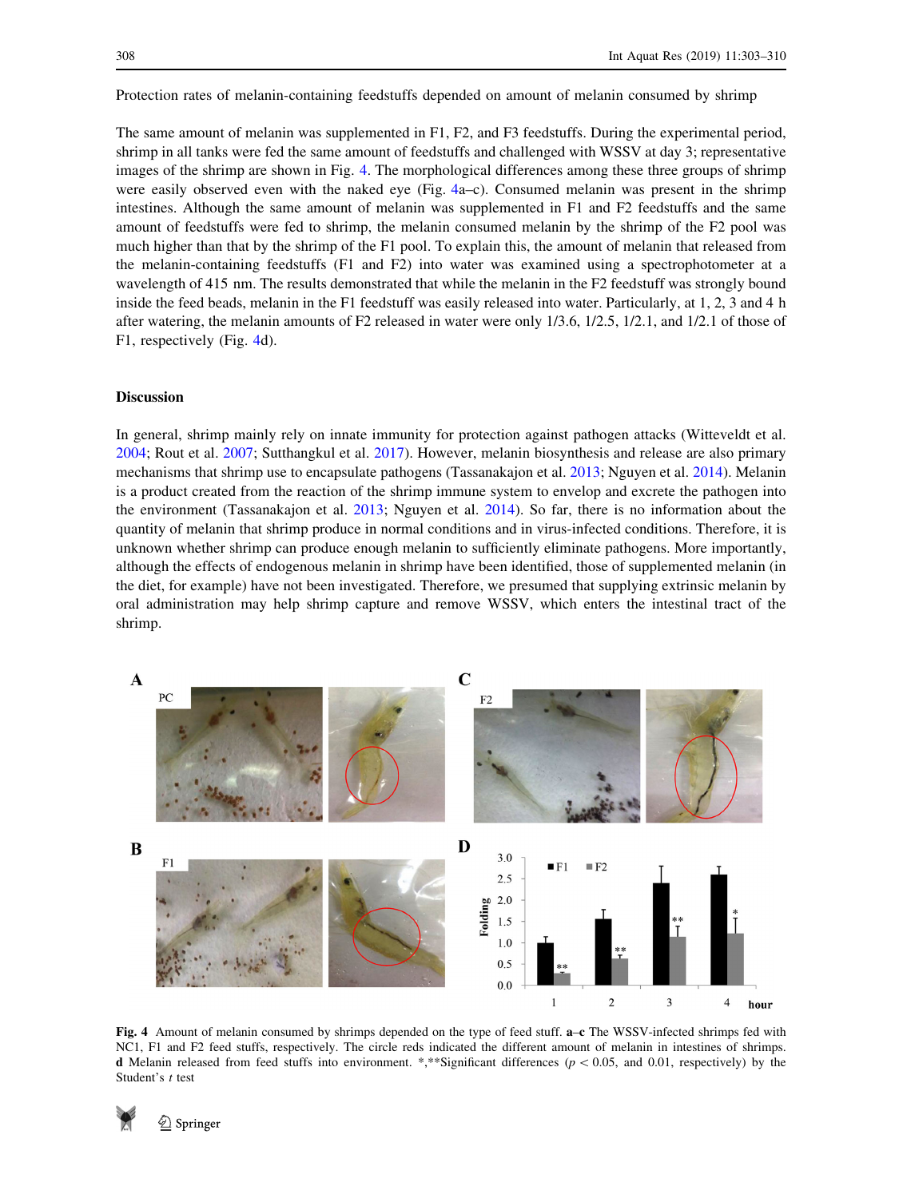Protection rates of melanin-containing feedstuffs depended on amount of melanin consumed by shrimp

The same amount of melanin was supplemented in F1, F2, and F3 feedstuffs. During the experimental period, shrimp in all tanks were fed the same amount of feedstuffs and challenged with WSSV at day 3; representative images of the shrimp are shown in Fig. 4. The morphological differences among these three groups of shrimp were easily observed even with the naked eye (Fig. 4a–c). Consumed melanin was present in the shrimp intestines. Although the same amount of melanin was supplemented in F1 and F2 feedstuffs and the same amount of feedstuffs were fed to shrimp, the melanin consumed melanin by the shrimp of the F2 pool was much higher than that by the shrimp of the F1 pool. To explain this, the amount of melanin that released from the melanin-containing feedstuffs (F1 and F2) into water was examined using a spectrophotometer at a wavelength of 415 nm. The results demonstrated that while the melanin in the F2 feedstuff was strongly bound inside the feed beads, melanin in the F1 feedstuff was easily released into water. Particularly, at 1, 2, 3 and 4 h after watering, the melanin amounts of F2 released in water were only 1/3.6, 1/2.5, 1/2.1, and 1/2.1 of those of F1, respectively (Fig. 4d).

## Discussion

In general, shrimp mainly rely on innate immunity for protection against pathogen attacks (Witteveldt et al. 2004; Rout et al. 2007; Sutthangkul et al. 2017). However, melanin biosynthesis and release are also primary mechanisms that shrimp use to encapsulate pathogens (Tassanakajon et al. 2013; Nguyen et al. 2014). Melanin is a product created from the reaction of the shrimp immune system to envelop and excrete the pathogen into the environment (Tassanakajon et al. 2013; Nguyen et al. 2014). So far, there is no information about the quantity of melanin that shrimp produce in normal conditions and in virus-infected conditions. Therefore, it is unknown whether shrimp can produce enough melanin to sufficiently eliminate pathogens. More importantly, although the effects of endogenous melanin in shrimp have been identified, those of supplemented melanin (in the diet, for example) have not been investigated. Therefore, we presumed that supplying extrinsic melanin by oral administration may help shrimp capture and remove WSSV, which enters the intestinal tract of the shrimp.

**Fig. 4** Amount of melanin consumed by shrimps depended on the type of feed stuff. **a–c** The WSSV-infected shrimps fed with NC1, F1 and F2 feed stuffs, respectively. The circle reds indicated the different amount of melanin in intestines of shrimps. **d** Melanin released from feed stuffs into environment. *,**Significant differences ($p < 0.05$, and 0.01, respectively) by the Student's *t* test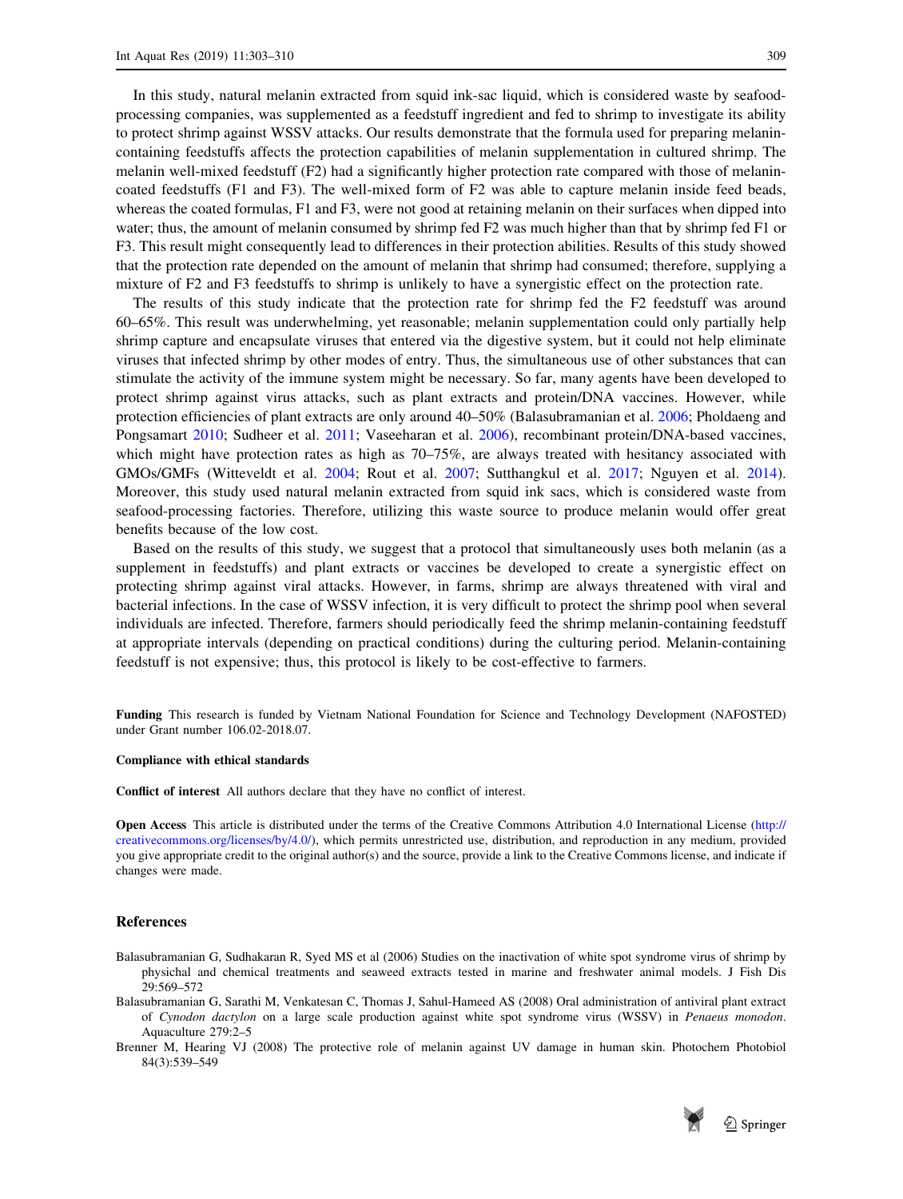In this study, natural melanin extracted from squid ink-sac liquid, which is considered waste by seafood-processing companies, was supplemented as a feedstuff ingredient and fed to shrimp to investigate its ability to protect shrimp against WSSV attacks. Our results demonstrate that the formula used for preparing melanin-containing feedstuffs affects the protection capabilities of melanin supplementation in cultured shrimp. The melanin well-mixed feedstuff (F2) had a significantly higher protection rate compared with those of melanin-coated feedstuffs (F1 and F3). The well-mixed form of F2 was able to capture melanin inside feed beads, whereas the coated formulas, F1 and F3, were not good at retaining melanin on their surfaces when dipped into water; thus, the amount of melanin consumed by shrimp fed F2 was much higher than that by shrimp fed F1 or F3. This result might consequently lead to differences in their protection abilities. Results of this study showed that the protection rate depended on the amount of melanin that shrimp had consumed; therefore, supplying a mixture of F2 and F3 feedstuffs to shrimp is unlikely to have a synergistic effect on the protection rate.

The results of this study indicate that the protection rate for shrimp fed the F2 feedstuff was around 60–65%. This result was underwhelming, yet reasonable; melanin supplementation could only partially help shrimp capture and encapsulate viruses that entered via the digestive system, but it could not help eliminate viruses that infected shrimp by other modes of entry. Thus, the simultaneous use of other substances that can stimulate the activity of the immune system might be necessary. So far, many agents have been developed to protect shrimp against virus attacks, such as plant extracts and protein/DNA vaccines. However, while protection efficiencies of plant extracts are only around 40–50% (Balasubramanian et al. 2006; Pholdaeng and Pongsamart 2010; Sudheer et al. 2011; Vaseeharan et al. 2006), recombinant protein/DNA-based vaccines, which might have protection rates as high as 70–75%, are always treated with hesitancy associated with GMOs/GMFs (Witteveldt et al. 2004; Rout et al. 2007; Sutthangkul et al. 2017; Nguyen et al. 2014). Moreover, this study used natural melanin extracted from squid ink sacs, which is considered waste from seafood-processing factories. Therefore, utilizing this waste source to produce melanin would offer great benefits because of the low cost.

Based on the results of this study, we suggest that a protocol that simultaneously uses both melanin (as a supplement in feedstuffs) and plant extracts or vaccines be developed to create a synergistic effect on protecting shrimp against viral attacks. However, in farms, shrimp are always threatened with viral and bacterial infections. In the case of WSSV infection, it is very difficult to protect the shrimp pool when several individuals are infected. Therefore, farmers should periodically feed the shrimp melanin-containing feedstuff at appropriate intervals (depending on practical conditions) during the culturing period. Melanin-containing feedstuff is not expensive; thus, this protocol is likely to be cost-effective to farmers.

**Funding** This research is funded by Vietnam National Foundation for Science and Technology Development (NAFOSTED) under Grant number 106.02-2018.07.

**Compliance with ethical standards**

**Conflict of interest** All authors declare that they have no conflict of interest.

**Open Access** This article is distributed under the terms of the Creative Commons Attribution 4.0 International License (http://creativecommons.org/licenses/by/4.0/), which permits unrestricted use, distribution, and reproduction in any medium, provided you give appropriate credit to the original author(s) and the source, provide a link to the Creative Commons license, and indicate if changes were made.

## References

Balasubramanian G, Sudhakaran R, Syed MS et al (2006) Studies on the inactivation of white spot syndrome virus of shrimp by physichal and chemical treatments and seaweed extracts tested in marine and freshwater animal models. J Fish Dis 29:569–572

Balasubramanian G, Sarathi M, Venkatesan C, Thomas J, Sahul-Hameed AS (2008) Oral administration of antiviral plant extract of *Cynodon dactylon* on a large scale production against white spot syndrome virus (WSSV) in *Penaeus monodon*. Aquaculture 279:2–5

Brenner M, Hearing VJ (2008) The protective role of melanin against UV damage in human skin. Photochem Photobiol 84(3):539–549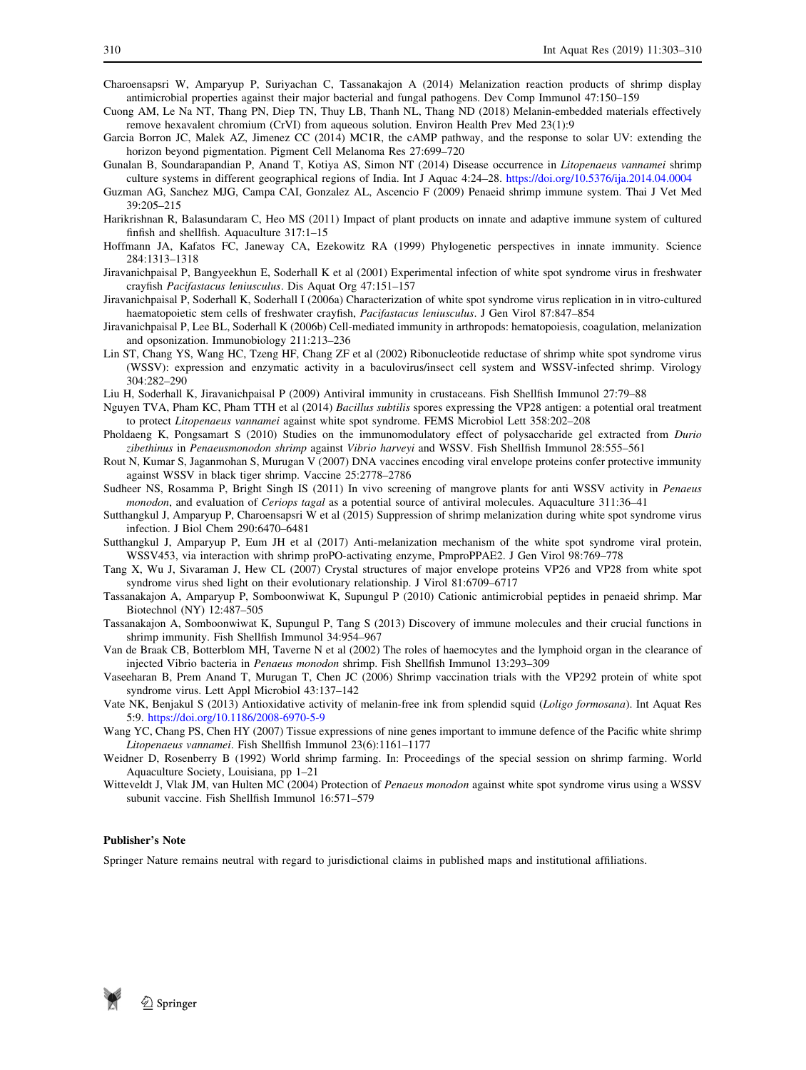Charoensapsri W, Amparyup P, Suriyachan C, Tassanakajon A (2014) Melanization reaction products of shrimp display antimicrobial properties against their major bacterial and fungal pathogens. Dev Comp Immunol 47:150–159

Cuong AM, Le Na NT, Thang PN, Diep TN, Thuy LB, Thanh NL, Thang ND (2018) Melanin-embedded materials effectively remove hexavalent chromium (CrVI) from aqueous solution. Environ Health Prev Med 23(1):9

Garcia Borron JC, Malek AZ, Jimenez CC (2014) MC1R, the cAMP pathway, and the response to solar UV: extending the horizon beyond pigmentation. Pigment Cell Melanoma Res 27:699–720

Gunalan B, Soundarapandian P, Anand T, Kotiya AS, Simon NT (2014) Disease occurrence in *Litopenaeus vannamei* shrimp culture systems in different geographical regions of India. Int J Aquac 4:24–28. https://doi.org/10.5376/ija.2014.04.0004

Guzman AG, Sanchez MJG, Campa CAI, Gonzalez AL, Ascencio F (2009) Penaeid shrimp immune system. Thai J Vet Med 39:205–215

Harikrishnan R, Balasundaram C, Heo MS (2011) Impact of plant products on innate and adaptive immune system of cultured finfish and shellfish. Aquaculture 317:1–15

Hoffmann JA, Kafatos FC, Janeway CA, Ezekowitz RA (1999) Phylogenetic perspectives in innate immunity. Science 284:1313–1318

Jiravanichpaisal P, Bangyeekhun E, Soderhall K et al (2001) Experimental infection of white spot syndrome virus in freshwater crayfish *Pacifastacus leniusculus*. Dis Aquat Org 47:151–157

Jiravanichpaisal P, Soderhall K, Soderhall I (2006a) Characterization of white spot syndrome virus replication in in vitro-cultured haematopoietic stem cells of freshwater crayfish, *Pacifastacus leniusculus*. J Gen Virol 87:847–854

Jiravanichpaisal P, Lee BL, Soderhall K (2006b) Cell-mediated immunity in arthropods: hematopoiesis, coagulation, melanization and opsonization. Immunobiology 211:213–236

Lin ST, Chang YS, Wang HC, Tzeng HF, Chang ZF et al (2002) Ribonucleotide reductase of shrimp white spot syndrome virus (WSSV): expression and enzymatic activity in a baculovirus/insect cell system and WSSV-infected shrimp. Virology 304:282–290

Liu H, Soderhall K, Jiravanichpaisal P (2009) Antiviral immunity in crustaceans. Fish Shellfish Immunol 27:79–88

Nguyen TVA, Pham KC, Pham TTH et al (2014) *Bacillus subtilis* spores expressing the VP28 antigen: a potential oral treatment to protect *Litopenaeus vannamei* against white spot syndrome. FEMS Microbiol Lett 358:202–208

Pholdaeng K, Pongsamart S (2010) Studies on the immunomodulatory effect of polysaccharide gel extracted from *Durio zibethinus* in *Penaeusmonodon shrimp* against *Vibrio harveyi* and WSSV. Fish Shellfish Immunol 28:555–561

Rout N, Kumar S, Jaganmohan S, Murugan V (2007) DNA vaccines encoding viral envelope proteins confer protective immunity against WSSV in black tiger shrimp. Vaccine 25:2778–2786

Sudheer NS, Rosamma P, Bright Singh IS (2011) In vivo screening of mangrove plants for anti WSSV activity in *Penaeus monodon*, and evaluation of *Ceriops tagal* as a potential source of antiviral molecules. Aquaculture 311:36–41

Sutthangkul J, Amparyup P, Charoensapsri W et al (2015) Suppression of shrimp melanization during white spot syndrome virus infection. J Biol Chem 290:6470–6481

Sutthangkul J, Amparyup P, Eum JH et al (2017) Anti-melanization mechanism of the white spot syndrome viral protein, WSSV453, via interaction with shrimp proPO-activating enzyme, PmproPPAE2. J Gen Virol 98:769–778

Tang X, Wu J, Sivaraman J, Hew CL (2007) Crystal structures of major envelope proteins VP26 and VP28 from white spot syndrome virus shed light on their evolutionary relationship. J Virol 81:6709–6717

Tassanakajon A, Amparyup P, Somboonwiwat K, Supungul P (2010) Cationic antimicrobial peptides in penaeid shrimp. Mar Biotechnol (NY) 12:487–505

Tassanakajon A, Somboonwiwat K, Supungul P, Tang S (2013) Discovery of immune molecules and their crucial functions in shrimp immunity. Fish Shellfish Immunol 34:954–967

Van de Braak CB, Botterblom MH, Taverne N et al (2002) The roles of haemocytes and the lymphoid organ in the clearance of injected Vibrio bacteria in *Penaeus monodon* shrimp. Fish Shellfish Immunol 13:293–309

Vaseeharan B, Prem Anand T, Murugan T, Chen JC (2006) Shrimp vaccination trials with the VP292 protein of white spot syndrome virus. Lett Appl Microbiol 43:137–142

Vate NK, Benjakul S (2013) Antioxidative activity of melanin-free ink from splendid squid (*Loligo formosana*). Int Aquat Res 5:9. https://doi.org/10.1186/2008-6970-5-9

Wang YC, Chang PS, Chen HY (2007) Tissue expressions of nine genes important to immune defence of the Pacific white shrimp *Litopenaeus vannamei*. Fish Shellfish Immunol 23(6):1161–1177

Weidner D, Rosenberry B (1992) World shrimp farming. In: Proceedings of the special session on shrimp farming. World Aquaculture Society, Louisiana, pp 1–21

Witteveldt J, Vlak JM, van Hulten MC (2004) Protection of *Penaeus monodon* against white spot syndrome virus using a WSSV subunit vaccine. Fish Shellfish Immunol 16:571–579

**Publisher's Note**

Springer Nature remains neutral with regard to jurisdictional claims in published maps and institutional affiliations.